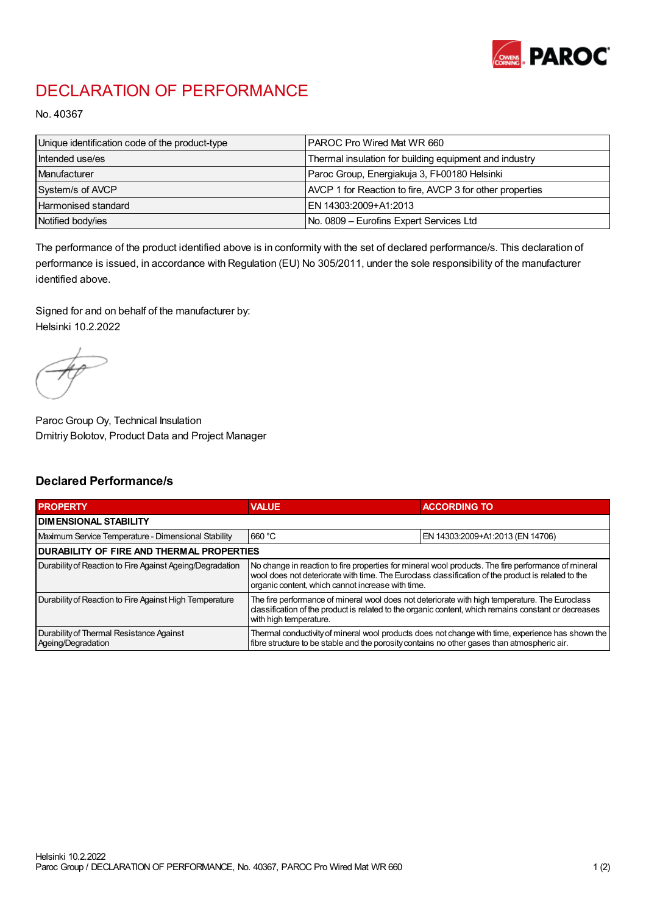# DECLARATION OF PERFORMANCE

No. 40367

| | |
|---|---|
| Unique identification code of the product-type | PAROC Pro Wired Mat WR 660 |
| Intended use/es | Thermal insulation for building equipment and industry |
| Manufacturer | Paroc Group, Energiakuja 3, FI-00180 Helsinki |
| System/s of AVCP | AVCP 1 for Reaction to fire, AVCP 3 for other properties |
| Harmonised standard | EN 14303:2009+A1:2013 |
| Notified body/ies | No. 0809 – Eurofins Expert Services Ltd |

The performance of the product identified above is in conformity with the set of declared performance/s. This declaration of performance is issued, in accordance with Regulation (EU) No 305/2011, under the sole responsibility of the manufacturer identified above.

Signed for and on behalf of the manufacturer by:
Helsinki 10.2.2022

Paroc Group Oy, Technical Insulation
Dmitriy Bolotov, Product Data and Project Manager

## Declared Performance/s

| PROPERTY | VALUE | ACCORDING TO |
|---|---|---|
| **DIMENSIONAL STABILITY** | | |
| Maximum Service Temperature - Dimensional Stability | 660 °C | EN 14303:2009+A1:2013 (EN 14706) |
| **DURABILITY OF FIRE AND THERMAL PROPERTIES** | | |
| Durability of Reaction to Fire Against Ageing/Degradation | No change in reaction to fire properties for mineral wool products. The fire performance of mineral wool does not deteriorate with time. The Euroclass classification of the product is related to the organic content, which cannot increase with time. | |
| Durability of Reaction to Fire Against High Temperature | The fire performance of mineral wool does not deteriorate with high temperature. The Euroclass classification of the product is related to the organic content, which remains constant or decreases with high temperature. | |
| Durability of Thermal Resistance Against Ageing/Degradation | Thermal conductivity of mineral wool products does not change with time, experience has shown the fibre structure to be stable and the porosity contains no other gases than atmospheric air. | |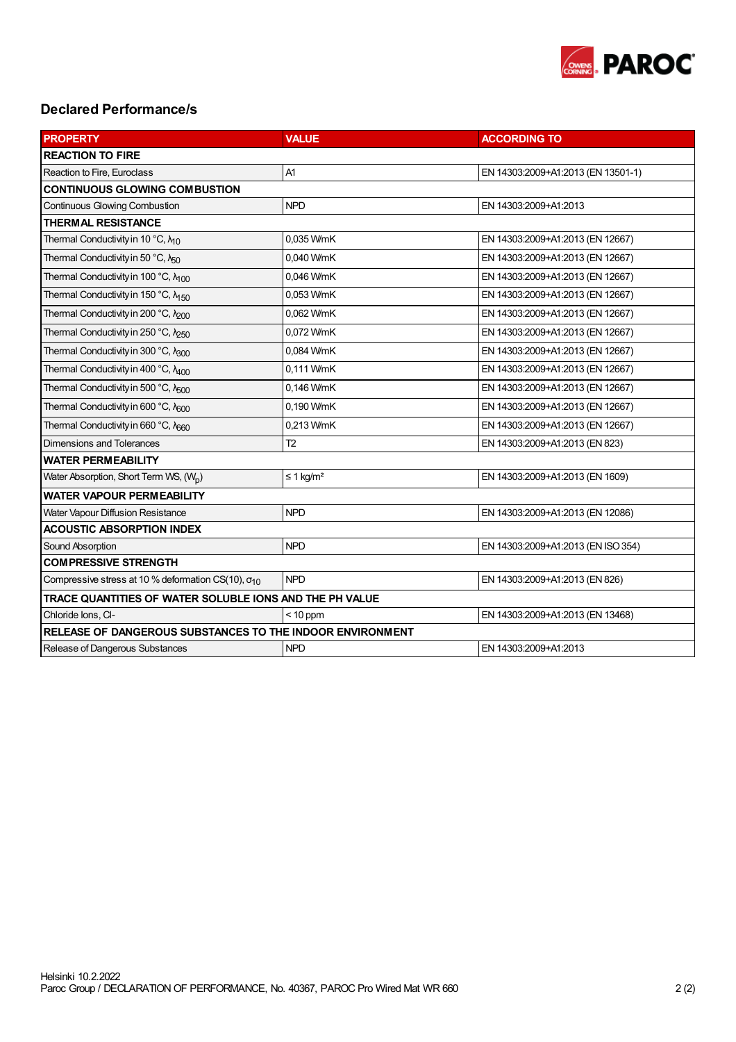## Declared Performance/s

| PROPERTY | VALUE | ACCORDING TO |
|---|---|---|
| **REACTION TO FIRE** | | |
| Reaction to Fire, Euroclass | A1 | EN 14303:2009+A1:2013 (EN 13501-1) |
| **CONTINUOUS GLOWING COMBUSTION** | | |
| Continuous Glowing Combustion | NPD | EN 14303:2009+A1:2013 |
| **THERMAL RESISTANCE** | | |
| Thermal Conductivity in 10 °C, $\lambda_{10}$ | 0,035 W/mK | EN 14303:2009+A1:2013 (EN 12667) |
| Thermal Conductivity in 50 °C, $\lambda_{50}$ | 0,040 W/mK | EN 14303:2009+A1:2013 (EN 12667) |
| Thermal Conductivity in 100 °C, $\lambda_{100}$ | 0,046 W/mK | EN 14303:2009+A1:2013 (EN 12667) |
| Thermal Conductivity in 150 °C, $\lambda_{150}$ | 0,053 W/mK | EN 14303:2009+A1:2013 (EN 12667) |
| Thermal Conductivity in 200 °C, $\lambda_{200}$ | 0,062 W/mK | EN 14303:2009+A1:2013 (EN 12667) |
| Thermal Conductivity in 250 °C, $\lambda_{250}$ | 0,072 W/mK | EN 14303:2009+A1:2013 (EN 12667) |
| Thermal Conductivity in 300 °C, $\lambda_{300}$ | 0,084 W/mK | EN 14303:2009+A1:2013 (EN 12667) |
| Thermal Conductivity in 400 °C, $\lambda_{400}$ | 0,111 W/mK | EN 14303:2009+A1:2013 (EN 12667) |
| Thermal Conductivity in 500 °C, $\lambda_{500}$ | 0,146 W/mK | EN 14303:2009+A1:2013 (EN 12667) |
| Thermal Conductivity in 600 °C, $\lambda_{600}$ | 0,190 W/mK | EN 14303:2009+A1:2013 (EN 12667) |
| Thermal Conductivity in 660 °C, $\lambda_{660}$ | 0,213 W/mK | EN 14303:2009+A1:2013 (EN 12667) |
| Dimensions and Tolerances | T2 | EN 14303:2009+A1:2013 (EN 823) |
| **WATER PERMEABILITY** | | |
| Water Absorption, Short Term WS, ($W_p$) | ≤ 1 kg/m² | EN 14303:2009+A1:2013 (EN 1609) |
| **WATER VAPOUR PERMEABILITY** | | |
| Water Vapour Diffusion Resistance | NPD | EN 14303:2009+A1:2013 (EN 12086) |
| **ACOUSTIC ABSORPTION INDEX** | | |
| Sound Absorption | NPD | EN 14303:2009+A1:2013 (EN ISO 354) |
| **COMPRESSIVE STRENGTH** | | |
| Compressive stress at 10 % deformation CS(10), $\sigma_{10}$ | NPD | EN 14303:2009+A1:2013 (EN 826) |
| **TRACE QUANTITIES OF WATER SOLUBLE IONS AND THE PH VALUE** | | |
| Chloride Ions, Cl- | < 10 ppm | EN 14303:2009+A1:2013 (EN 13468) |
| **RELEASE OF DANGEROUS SUBSTANCES TO THE INDOOR ENVIRONMENT** | | |
| Release of Dangerous Substances | NPD | EN 14303:2009+A1:2013 |

Helsinki 10.2.2022
Paroc Group / DECLARATION OF PERFORMANCE, No. 40367, PAROC Pro Wired Mat WR 660